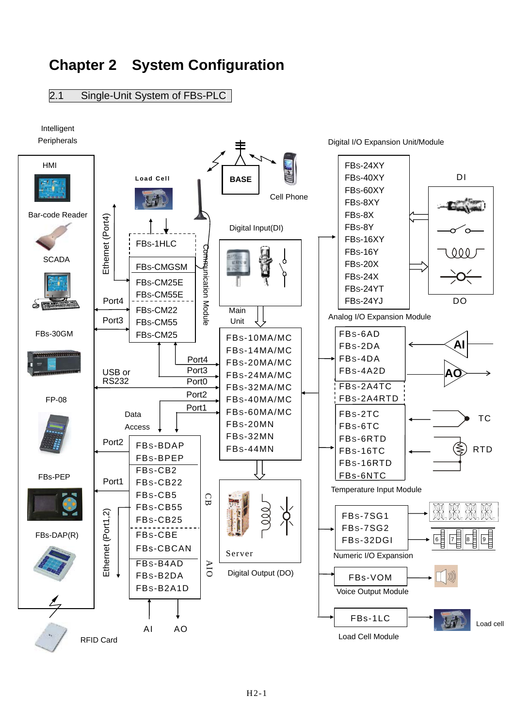# Chapter 2 System Configuration

## 2.1 Single-Unit System of FBs-PLC

Intelligent Peripherals

HMI

Bar-code Reader

SCADA

FBs-30GM

FP-08

FBs-PEP

FBs-DAP(R)

RFID Card

Load Cell

BASE

Cell Phone

Ethernet (Port4)

FBs-1HLC

FBs-CMGSM

FBs-CM25E

FBs-CM55E

FBs-CM22

FBs-CM55

FBs-CM25

Communication Module

Port4

Port3

Digital Input(DI)

Main Unit

FBs-10MA/MC
FBs-14MA/MC
FBs-20MA/MC
FBs-24MA/MC
FBs-32MA/MC
FBs-40MA/MC
FBs-60MA/MC
FBs-20MN
FBs-32MN
FBs-44MN

Port4

Port3

USB or RS232

Port0

Port2

Port1

Data Access

Port2

Port1

Ethernet (Port1,2)

FBs-BDAP
FBs-BPEP
FBs-CB2
FBs-CB22
FBs-CB5
FBs-CB55
FBs-CB25
FBs-CBE
FBs-CBCAN

CB

FBs-B4AD
FBs-B2DA
FBs-B2A1D

AIO

AI AO

Server

Digital Output (DO)

Digital I/O Expansion Unit/Module

FBs-24XY
FBs-40XY
FBs-60XY
FBs-8XY
FBs-8X
FBs-8Y
FBs-16XY
FBs-16Y
FBs-20X
FBs-24X
FBs-24YT
FBs-24YJ

DI

DO

Analog I/O Expansion Module

FBs-6AD
FBs-2DA
FBs-4DA
FBs-4A2D

AI

AO

FBs-2A4TC
FBs-2A4RTD

FBs-2TC
FBs-6TC
FBs-6RTD
FBs-16TC
FBs-16RTD
FBs-6NTC

TC

RTD

Temperature Input Module

FBs-7SG1
FBs-7SG2
FBs-32DGI

Numeric I/O Expansion

FBs-VOM

Voice Output Module

FBs-1LC

Load cell

Load Cell Module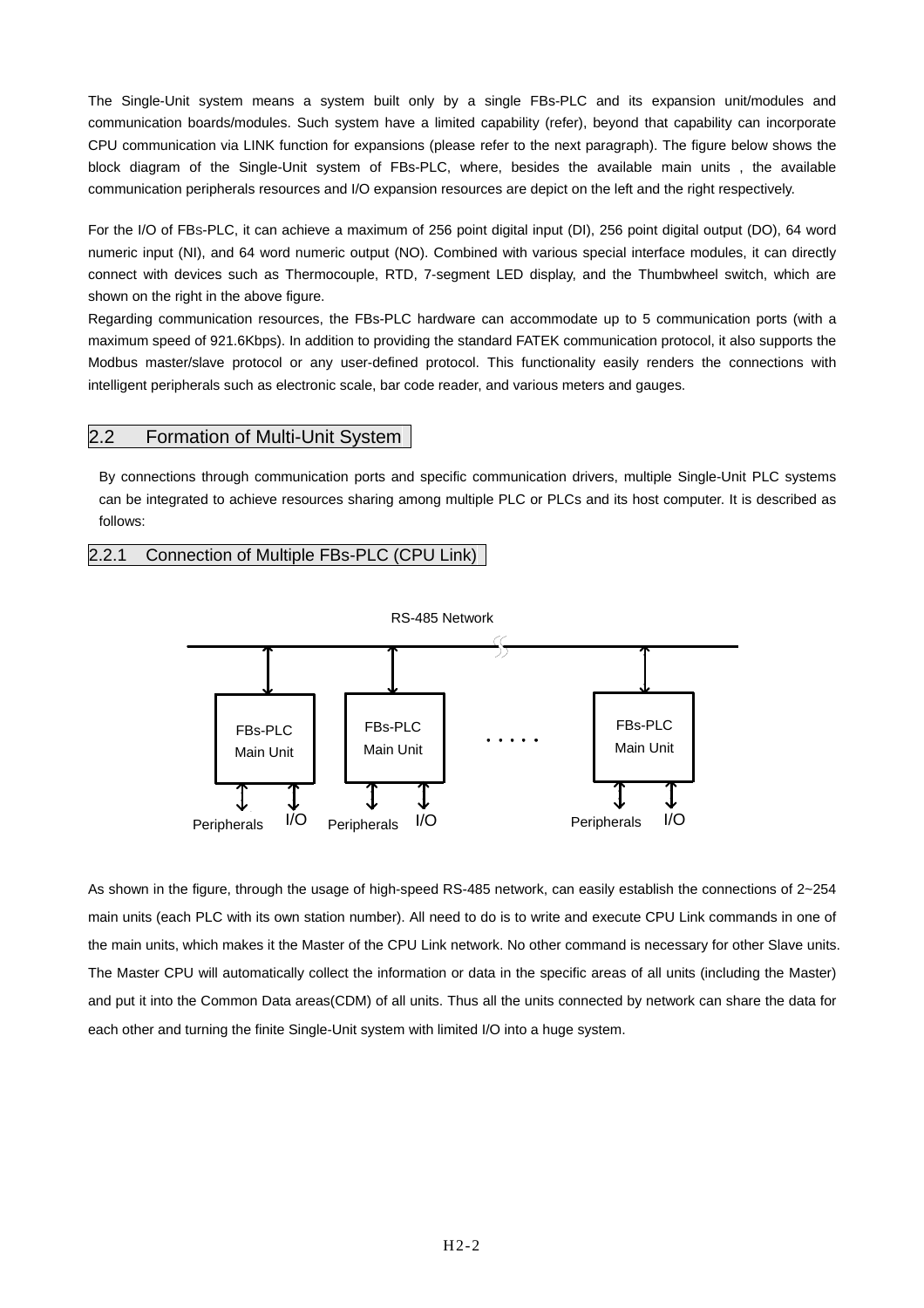The Single-Unit system means a system built only by a single FBs-PLC and its expansion unit/modules and communication boards/modules. Such system have a limited capability (refer), beyond that capability can incorporate CPU communication via LINK function for expansions (please refer to the next paragraph). The figure below shows the block diagram of the Single-Unit system of FBs-PLC, where, besides the available main units , the available communication peripherals resources and I/O expansion resources are depict on the left and the right respectively.

For the I/O of FBs-PLC, it can achieve a maximum of 256 point digital input (DI), 256 point digital output (DO), 64 word numeric input (NI), and 64 word numeric output (NO). Combined with various special interface modules, it can directly connect with devices such as Thermocouple, RTD, 7-segment LED display, and the Thumbwheel switch, which are shown on the right in the above figure.

Regarding communication resources, the FBs-PLC hardware can accommodate up to 5 communication ports (with a maximum speed of 921.6Kbps). In addition to providing the standard FATEK communication protocol, it also supports the Modbus master/slave protocol or any user-defined protocol. This functionality easily renders the connections with intelligent peripherals such as electronic scale, bar code reader, and various meters and gauges.

## 2.2 Formation of Multi-Unit System

By connections through communication ports and specific communication drivers, multiple Single-Unit PLC systems can be integrated to achieve resources sharing among multiple PLC or PLCs and its host computer. It is described as follows:

### 2.2.1 Connection of Multiple FBs-PLC (CPU Link)

RS-485 Network

FBs-PLC Main Unit — Peripherals, I/O

FBs-PLC Main Unit — Peripherals, I/O

. . . . .

FBs-PLC Main Unit — Peripherals, I/O

As shown in the figure, through the usage of high-speed RS-485 network, can easily establish the connections of 2~254 main units (each PLC with its own station number). All need to do is to write and execute CPU Link commands in one of the main units, which makes it the Master of the CPU Link network. No other command is necessary for other Slave units. The Master CPU will automatically collect the information or data in the specific areas of all units (including the Master) and put it into the Common Data areas(CDM) of all units. Thus all the units connected by network can share the data for each other and turning the finite Single-Unit system with limited I/O into a huge system.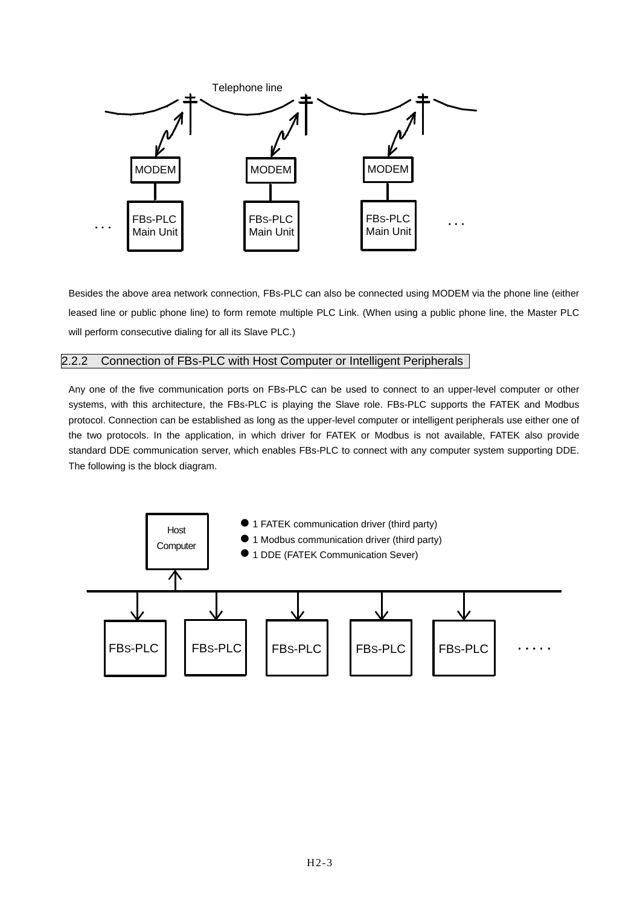Telephone line

MODEM MODEM MODEM

. . . FBS-PLC Main Unit FBS-PLC Main Unit FBS-PLC Main Unit . . .

Besides the above area network connection, FBs-PLC can also be connected using MODEM via the phone line (either leased line or public phone line) to form remote multiple PLC Link. (When using a public phone line, the Master PLC will perform consecutive dialing for all its Slave PLC.)

### 2.2.2 Connection of FBs-PLC with Host Computer or Intelligent Peripherals

Any one of the five communication ports on FBs-PLC can be used to connect to an upper-level computer or other systems, with this architecture, the FBs-PLC is playing the Slave role. FBs-PLC supports the FATEK and Modbus protocol. Connection can be established as long as the upper-level computer or intelligent peripherals use either one of the two protocols. In the application, in which driver for FATEK or Modbus is not available, FATEK also provide standard DDE communication server, which enables FBs-PLC to connect with any computer system supporting DDE. The following is the block diagram.

Host Computer

- 1 FATEK communication driver (third party)
- 1 Modbus communication driver (third party)
- 1 DDE (FATEK Communication Sever)

FBS-PLC FBS-PLC FBS-PLC FBS-PLC FBS-PLC . . . . .